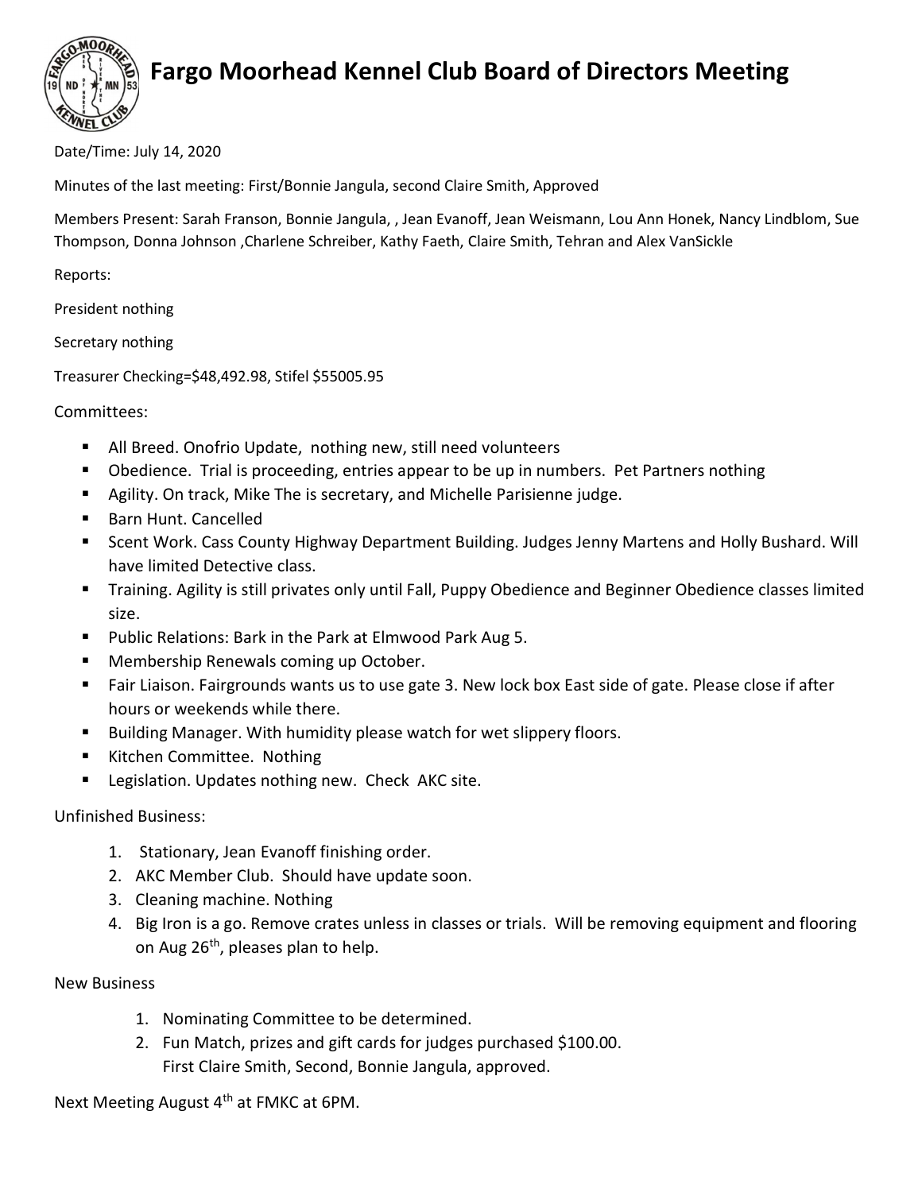# Fargo Moorhead Kennel Club Board of Directors Meeting

Date/Time: July 14, 2020

Minutes of the last meeting: First/Bonnie Jangula, second Claire Smith, Approved

Members Present: Sarah Franson, Bonnie Jangula, , Jean Evanoff, Jean Weismann, Lou Ann Honek, Nancy Lindblom, Sue Thompson, Donna Johnson ,Charlene Schreiber, Kathy Faeth, Claire Smith, Tehran and Alex VanSickle

Reports:

President nothing

Secretary nothing

Treasurer Checking=$48,492.98, Stifel $55005.95

Committees:

- All Breed. Onofrio Update, nothing new, still need volunteers
- Obedience. Trial is proceeding, entries appear to be up in numbers. Pet Partners nothing
- Agility. On track, Mike The is secretary, and Michelle Parisienne judge.
- Barn Hunt. Cancelled
- Scent Work. Cass County Highway Department Building. Judges Jenny Martens and Holly Bushard. Will have limited Detective class.
- Training. Agility is still privates only until Fall, Puppy Obedience and Beginner Obedience classes limited size.
- Public Relations: Bark in the Park at Elmwood Park Aug 5.
- Membership Renewals coming up October.
- Fair Liaison. Fairgrounds wants us to use gate 3. New lock box East side of gate. Please close if after hours or weekends while there.
- Building Manager. With humidity please watch for wet slippery floors.
- Kitchen Committee. Nothing
- Legislation. Updates nothing new. Check AKC site.

Unfinished Business:

1. Stationary, Jean Evanoff finishing order.
2. AKC Member Club. Should have update soon.
3. Cleaning machine. Nothing
4. Big Iron is a go. Remove crates unless in classes or trials. Will be removing equipment and flooring on Aug 26th, pleases plan to help.

New Business

1. Nominating Committee to be determined.
2. Fun Match, prizes and gift cards for judges purchased $100.00.
   First Claire Smith, Second, Bonnie Jangula, approved.

Next Meeting August 4th at FMKC at 6PM.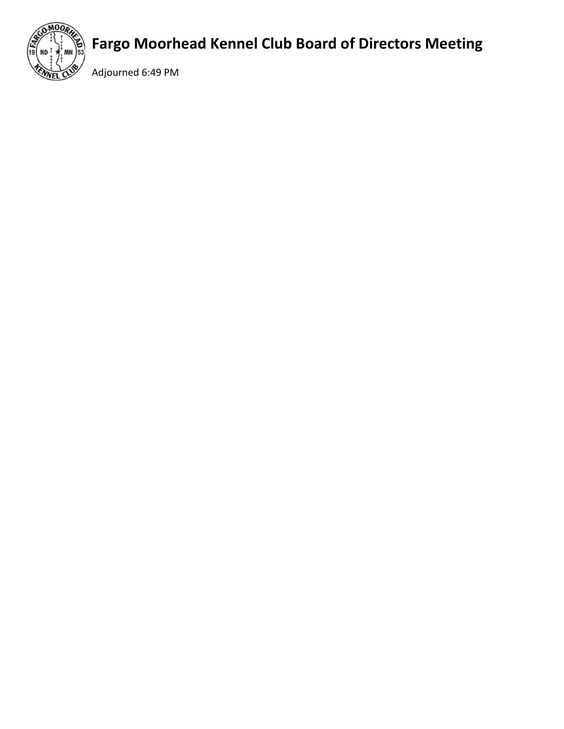Adjourned 6:49 PM